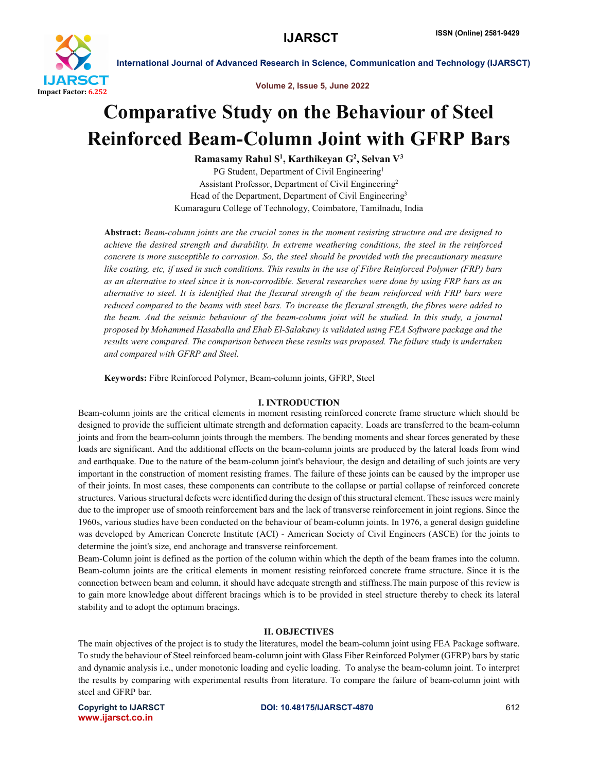# Comparative Study on the Behaviour of Steel Reinforced Beam-Column Joint with GFRP Bars

**Ramasamy Rahul S[1], Karthikeyan G[2], Selvan V[3]**

PG Student, Department of Civil Engineering[1]

Assistant Professor, Department of Civil Engineering[2]

Head of the Department, Department of Civil Engineering[3]

Kumaraguru College of Technology, Coimbatore, Tamilnadu, India

**Abstract:** *Beam-column joints are the crucial zones in the moment resisting structure and are designed to achieve the desired strength and durability. In extreme weathering conditions, the steel in the reinforced concrete is more susceptible to corrosion. So, the steel should be provided with the precautionary measure like coating, etc, if used in such conditions. This results in the use of Fibre Reinforced Polymer (FRP) bars as an alternative to steel since it is non-corrodible. Several researches were done by using FRP bars as an alternative to steel. It is identified that the flexural strength of the beam reinforced with FRP bars were reduced compared to the beams with steel bars. To increase the flexural strength, the fibres were added to the beam. And the seismic behaviour of the beam-column joint will be studied. In this study, a journal proposed by Mohammed Hasaballa and Ehab El-Salakawy is validated using FEA Software package and the results were compared. The comparison between these results was proposed. The failure study is undertaken and compared with GFRP and Steel.*

**Keywords:** Fibre Reinforced Polymer, Beam-column joints, GFRP, Steel

## I. INTRODUCTION

Beam-column joints are the critical elements in moment resisting reinforced concrete frame structure which should be designed to provide the sufficient ultimate strength and deformation capacity. Loads are transferred to the beam-column joints and from the beam-column joints through the members. The bending moments and shear forces generated by these loads are significant. And the additional effects on the beam-column joints are produced by the lateral loads from wind and earthquake. Due to the nature of the beam-column joint's behaviour, the design and detailing of such joints are very important in the construction of moment resisting frames. The failure of these joints can be caused by the improper use of their joints. In most cases, these components can contribute to the collapse or partial collapse of reinforced concrete structures. Various structural defects were identified during the design of this structural element. These issues were mainly due to the improper use of smooth reinforcement bars and the lack of transverse reinforcement in joint regions. Since the 1960s, various studies have been conducted on the behaviour of beam-column joints. In 1976, a general design guideline was developed by American Concrete Institute (ACI) - American Society of Civil Engineers (ASCE) for the joints to determine the joint's size, end anchorage and transverse reinforcement.

Beam-Column joint is defined as the portion of the column within which the depth of the beam frames into the column. Beam-column joints are the critical elements in moment resisting reinforced concrete frame structure. Since it is the connection between beam and column, it should have adequate strength and stiffness.The main purpose of this review is to gain more knowledge about different bracings which is to be provided in steel structure thereby to check its lateral stability and to adopt the optimum bracings.

## II. OBJECTIVES

The main objectives of the project is to study the literatures, model the beam-column joint using FEA Package software. To study the behaviour of Steel reinforced beam-column joint with Glass Fiber Reinforced Polymer (GFRP) bars by static and dynamic analysis i.e., under monotonic loading and cyclic loading. To analyse the beam-column joint. To interpret the results by comparing with experimental results from literature. To compare the failure of beam-column joint with steel and GFRP bar.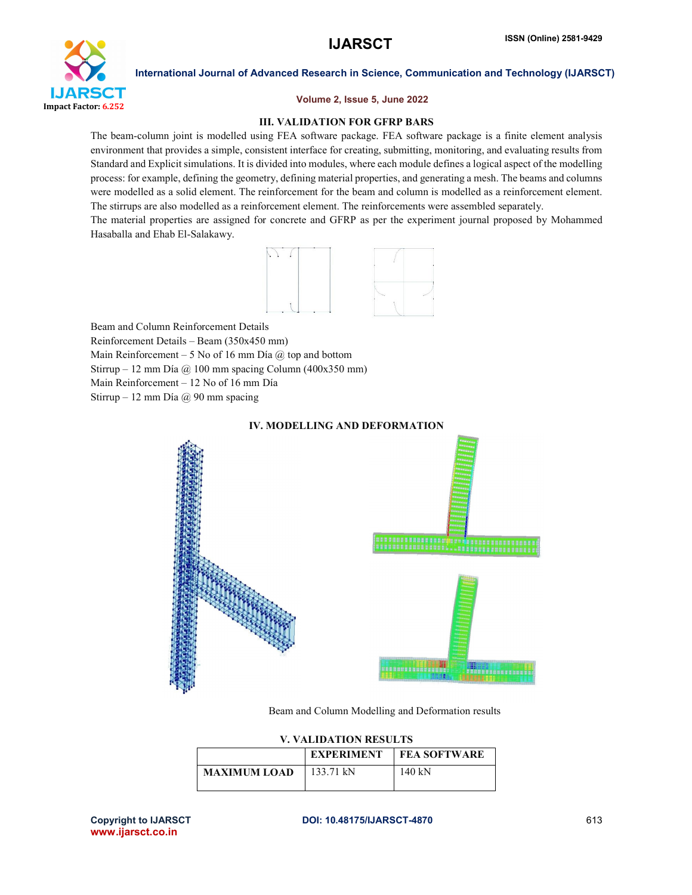## III. VALIDATION FOR GFRP BARS

The beam-column joint is modelled using FEA software package. FEA software package is a finite element analysis environment that provides a simple, consistent interface for creating, submitting, monitoring, and evaluating results from Standard and Explicit simulations. It is divided into modules, where each module defines a logical aspect of the modelling process: for example, defining the geometry, defining material properties, and generating a mesh. The beams and columns were modelled as a solid element. The reinforcement for the beam and column is modelled as a reinforcement element. The stirrups are also modelled as a reinforcement element. The reinforcements were assembled separately.

The material properties are assigned for concrete and GFRP as per the experiment journal proposed by Mohammed Hasaballa and Ehab El-Salakawy.

Beam and Column Reinforcement Details

Reinforcement Details – Beam (350x450 mm)

Main Reinforcement – 5 No of 16 mm Día @ top and bottom

Stirrup – 12 mm Día @ 100 mm spacing Column (400x350 mm)

Main Reinforcement – 12 No of 16 mm Día

Stirrup – 12 mm Día @ 90 mm spacing

## IV. MODELLING AND DEFORMATION

Beam and Column Modelling and Deformation results

## V. VALIDATION RESULTS

| | EXPERIMENT | FEA SOFTWARE |
|---|---|---|
| **MAXIMUM LOAD** | 133.71 kN | 140 kN |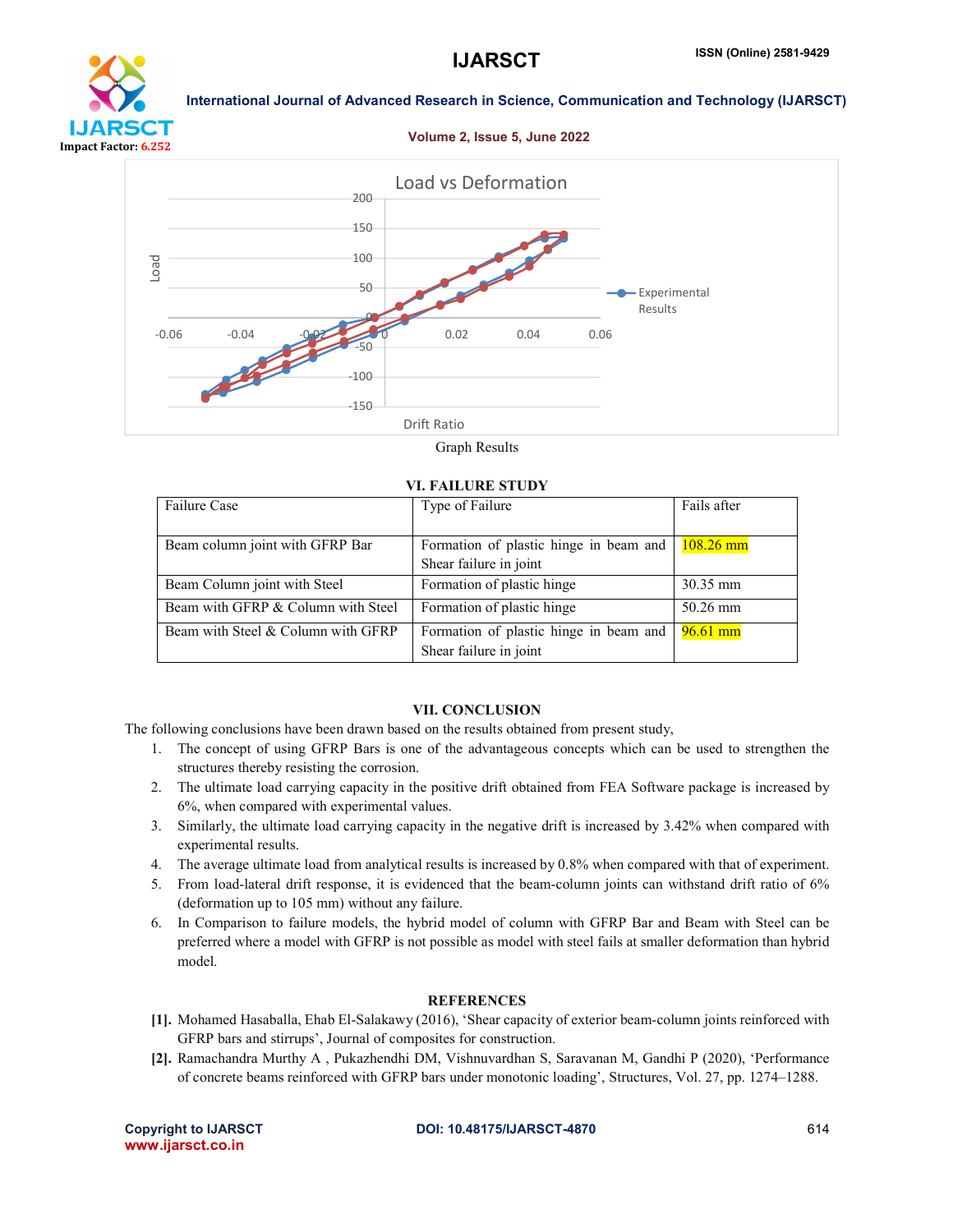Graph Results

## VI. FAILURE STUDY

| Failure Case | Type of Failure | Fails after |
|---|---|---|
| Beam column joint with GFRP Bar | Formation of plastic hinge in beam and Shear failure in joint | 108.26 mm |
| Beam Column joint with Steel | Formation of plastic hinge | 30.35 mm |
| Beam with GFRP & Column with Steel | Formation of plastic hinge | 50.26 mm |
| Beam with Steel & Column with GFRP | Formation of plastic hinge in beam and Shear failure in joint | 96.61 mm |

## VII. CONCLUSION

The following conclusions have been drawn based on the results obtained from present study,

1. The concept of using GFRP Bars is one of the advantageous concepts which can be used to strengthen the structures thereby resisting the corrosion.
2. The ultimate load carrying capacity in the positive drift obtained from FEA Software package is increased by 6%, when compared with experimental values.
3. Similarly, the ultimate load carrying capacity in the negative drift is increased by 3.42% when compared with experimental results.
4. The average ultimate load from analytical results is increased by 0.8% when compared with that of experiment.
5. From load-lateral drift response, it is evidenced that the beam-column joints can withstand drift ratio of 6% (deformation up to 105 mm) without any failure.
6. In Comparison to failure models, the hybrid model of column with GFRP Bar and Beam with Steel can be preferred where a model with GFRP is not possible as model with steel fails at smaller deformation than hybrid model.

## REFERENCES

**[1].** Mohamed Hasaballa, Ehab El-Salakawy (2016), 'Shear capacity of exterior beam-column joints reinforced with GFRP bars and stirrups', Journal of composites for construction.

**[2].** Ramachandra Murthy A , Pukazhendhi DM, Vishnuvardhan S, Saravanan M, Gandhi P (2020), 'Performance of concrete beams reinforced with GFRP bars under monotonic loading', Structures, Vol. 27, pp. 1274–1288.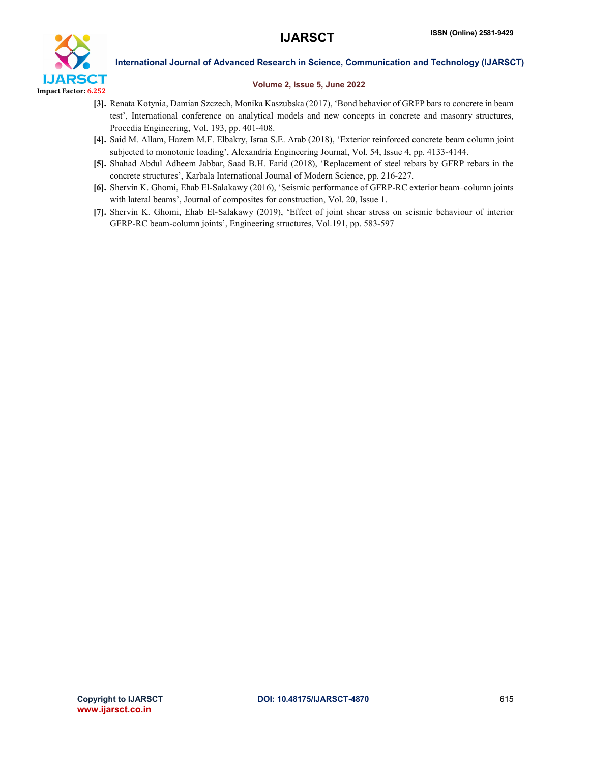[3]. Renata Kotynia, Damian Szczech, Monika Kaszubska (2017), 'Bond behavior of GRFP bars to concrete in beam test', International conference on analytical models and new concepts in concrete and masonry structures, Procedia Engineering, Vol. 193, pp. 401-408.

[4]. Said M. Allam, Hazem M.F. Elbakry, Israa S.E. Arab (2018), 'Exterior reinforced concrete beam column joint subjected to monotonic loading', Alexandria Engineering Journal, Vol. 54, Issue 4, pp. 4133-4144.

[5]. Shahad Abdul Adheem Jabbar, Saad B.H. Farid (2018), 'Replacement of steel rebars by GFRP rebars in the concrete structures', Karbala International Journal of Modern Science, pp. 216-227.

[6]. Shervin K. Ghomi, Ehab El-Salakawy (2016), 'Seismic performance of GFRP-RC exterior beam–column joints with lateral beams', Journal of composites for construction, Vol. 20, Issue 1.

[7]. Shervin K. Ghomi, Ehab El-Salakawy (2019), 'Effect of joint shear stress on seismic behaviour of interior GFRP-RC beam-column joints', Engineering structures, Vol.191, pp. 583-597